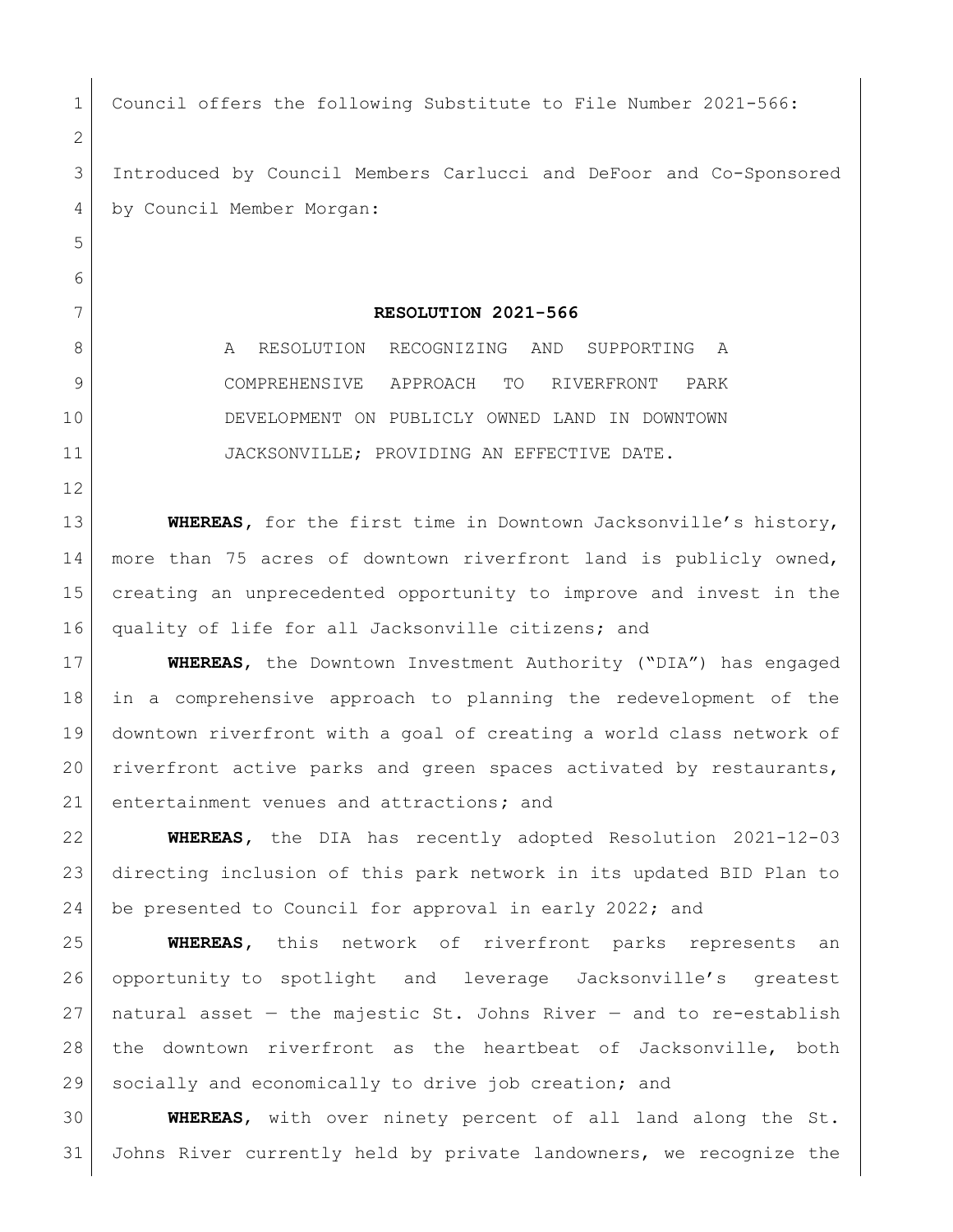Council offers the following Substitute to File Number 2021-566:

Introduced by Council Members Carlucci and DeFoor and Co-Sponsored by Council Member Morgan:

**RESOLUTION 2021-566**

A RESOLUTION RECOGNIZING AND SUPPORTING A COMPREHENSIVE APPROACH TO RIVERFRONT PARK DEVELOPMENT ON PUBLICLY OWNED LAND IN DOWNTOWN JACKSONVILLE; PROVIDING AN EFFECTIVE DATE.

**WHEREAS**, for the first time in Downtown Jacksonville's history, more than 75 acres of downtown riverfront land is publicly owned, creating an unprecedented opportunity to improve and invest in the quality of life for all Jacksonville citizens; and

**WHEREAS**, the Downtown Investment Authority ("DIA") has engaged in a comprehensive approach to planning the redevelopment of the downtown riverfront with a goal of creating a world class network of riverfront active parks and green spaces activated by restaurants, entertainment venues and attractions; and

**WHEREAS**, the DIA has recently adopted Resolution 2021-12-03 directing inclusion of this park network in its updated BID Plan to be presented to Council for approval in early 2022; and

**WHEREAS**, this network of riverfront parks represents an opportunity to spotlight and leverage Jacksonville's greatest natural asset — the majestic St. Johns River — and to re-establish the downtown riverfront as the heartbeat of Jacksonville, both socially and economically to drive job creation; and

**WHEREAS**, with over ninety percent of all land along the St. Johns River currently held by private landowners, we recognize the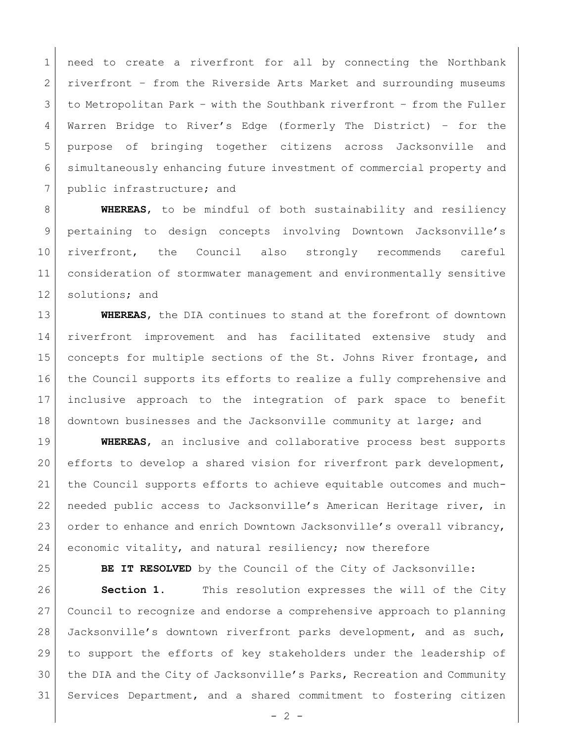need to create a riverfront for all by connecting the Northbank riverfront – from the Riverside Arts Market and surrounding museums to Metropolitan Park – with the Southbank riverfront – from the Fuller Warren Bridge to River's Edge (formerly The District) – for the purpose of bringing together citizens across Jacksonville and simultaneously enhancing future investment of commercial property and public infrastructure; and

**WHEREAS**, to be mindful of both sustainability and resiliency pertaining to design concepts involving Downtown Jacksonville's riverfront, the Council also strongly recommends careful consideration of stormwater management and environmentally sensitive solutions; and

**WHEREAS**, the DIA continues to stand at the forefront of downtown riverfront improvement and has facilitated extensive study and concepts for multiple sections of the St. Johns River frontage, and the Council supports its efforts to realize a fully comprehensive and inclusive approach to the integration of park space to benefit downtown businesses and the Jacksonville community at large; and

**WHEREAS**, an inclusive and collaborative process best supports efforts to develop a shared vision for riverfront park development, the Council supports efforts to achieve equitable outcomes and much-needed public access to Jacksonville's American Heritage river, in order to enhance and enrich Downtown Jacksonville's overall vibrancy, economic vitality, and natural resiliency; now therefore

**BE IT RESOLVED** by the Council of the City of Jacksonville:

**Section 1.** This resolution expresses the will of the City Council to recognize and endorse a comprehensive approach to planning Jacksonville's downtown riverfront parks development, and as such, to support the efforts of key stakeholders under the leadership of the DIA and the City of Jacksonville's Parks, Recreation and Community Services Department, and a shared commitment to fostering citizen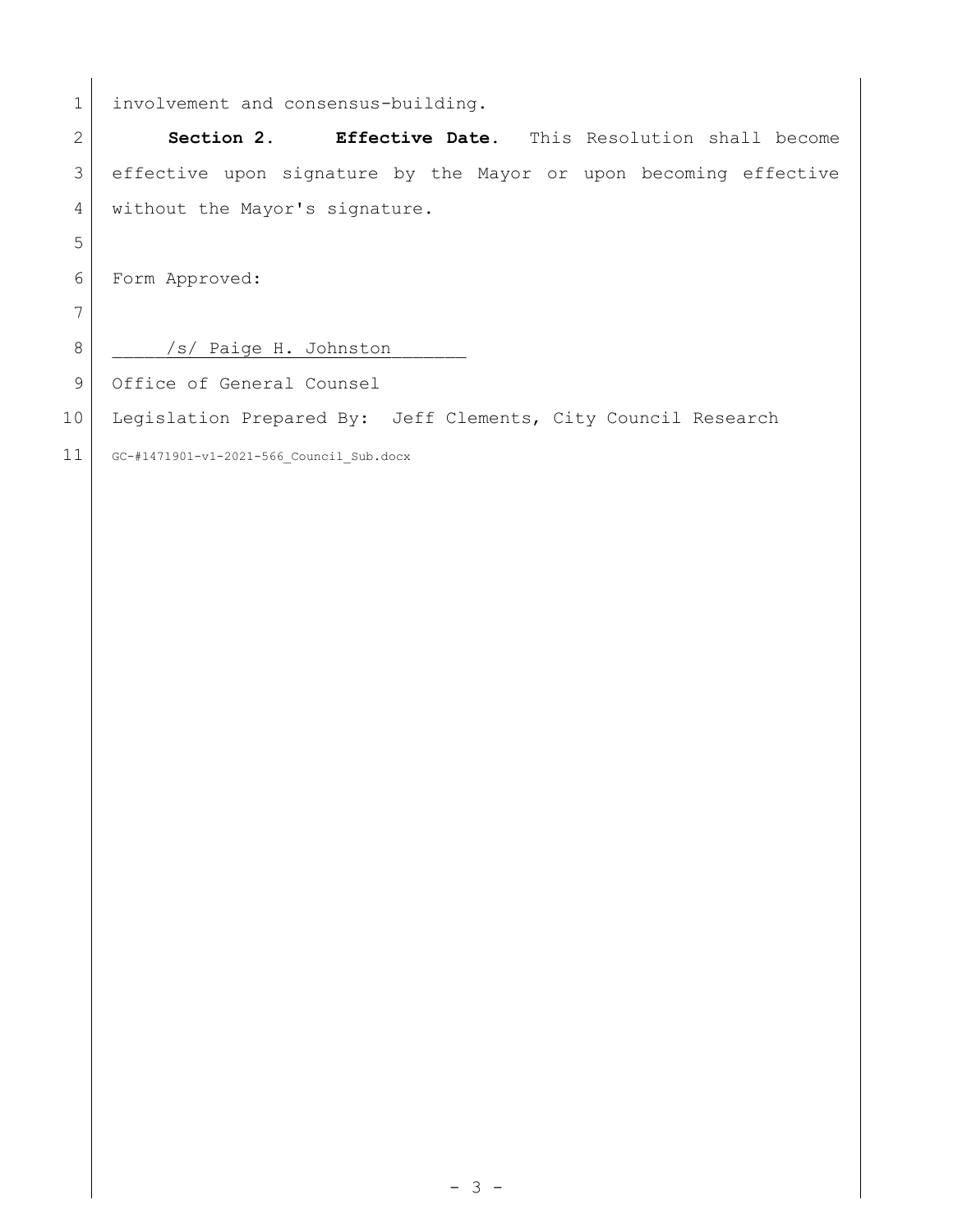involvement and consensus-building.

**Section 2. Effective Date.** This Resolution shall become effective upon signature by the Mayor or upon becoming effective without the Mayor's signature.

Form Approved:

_____/s/ Paige H. Johnston_______

Office of General Counsel

Legislation Prepared By: Jeff Clements, City Council Research

GC-#1471901-v1-2021-566_Council_Sub.docx